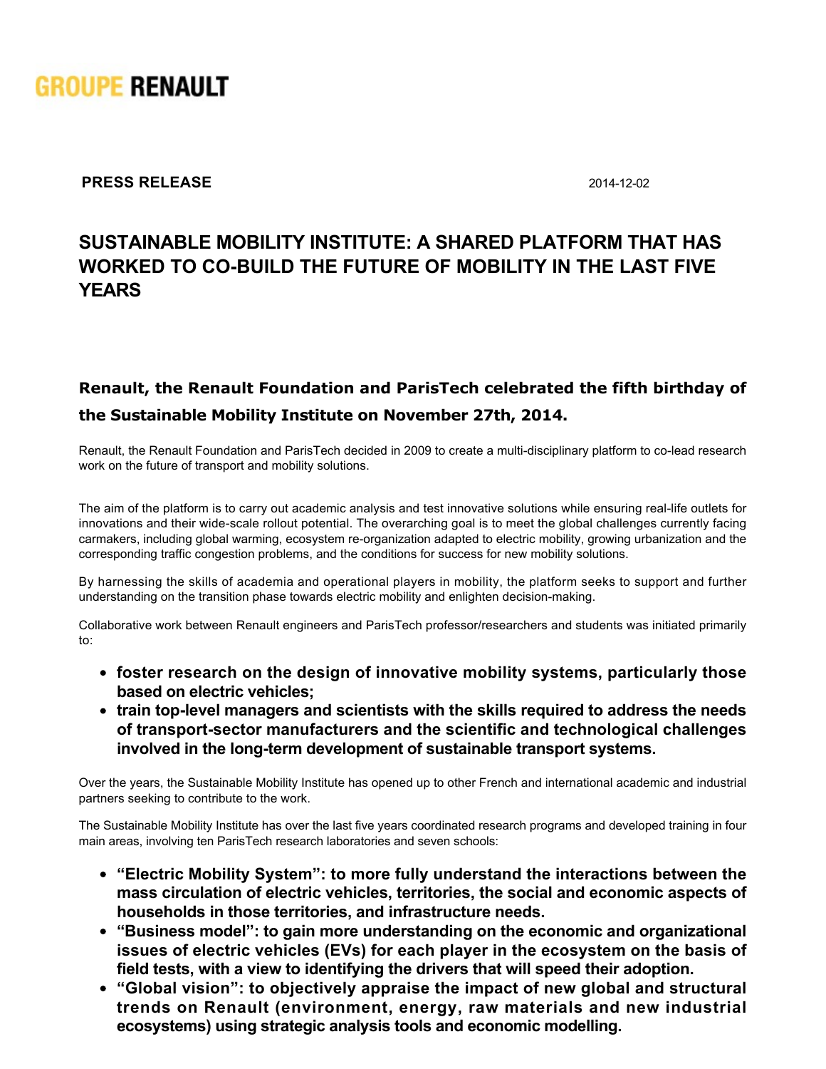GROUPE RENAULT

**PRESS RELEASE** 2014-12-02

# SUSTAINABLE MOBILITY INSTITUTE: A SHARED PLATFORM THAT HAS WORKED TO CO-BUILD THE FUTURE OF MOBILITY IN THE LAST FIVE YEARS

## Renault, the Renault Foundation and ParisTech celebrated the fifth birthday of the Sustainable Mobility Institute on November 27th, 2014.

Renault, the Renault Foundation and ParisTech decided in 2009 to create a multi-disciplinary platform to co-lead research work on the future of transport and mobility solutions.

The aim of the platform is to carry out academic analysis and test innovative solutions while ensuring real-life outlets for innovations and their wide-scale rollout potential. The overarching goal is to meet the global challenges currently facing carmakers, including global warming, ecosystem re-organization adapted to electric mobility, growing urbanization and the corresponding traffic congestion problems, and the conditions for success for new mobility solutions.

By harnessing the skills of academia and operational players in mobility, the platform seeks to support and further understanding on the transition phase towards electric mobility and enlighten decision-making.

Collaborative work between Renault engineers and ParisTech professor/researchers and students was initiated primarily to:

- **foster research on the design of innovative mobility systems, particularly those based on electric vehicles;**
- **train top-level managers and scientists with the skills required to address the needs of transport-sector manufacturers and the scientific and technological challenges involved in the long-term development of sustainable transport systems.**

Over the years, the Sustainable Mobility Institute has opened up to other French and international academic and industrial partners seeking to contribute to the work.

The Sustainable Mobility Institute has over the last five years coordinated research programs and developed training in four main areas, involving ten ParisTech research laboratories and seven schools:

- **"Electric Mobility System": to more fully understand the interactions between the mass circulation of electric vehicles, territories, the social and economic aspects of households in those territories, and infrastructure needs.**
- **"Business model": to gain more understanding on the economic and organizational issues of electric vehicles (EVs) for each player in the ecosystem on the basis of field tests, with a view to identifying the drivers that will speed their adoption.**
- **"Global vision": to objectively appraise the impact of new global and structural trends on Renault (environment, energy, raw materials and new industrial ecosystems) using strategic analysis tools and economic modelling.**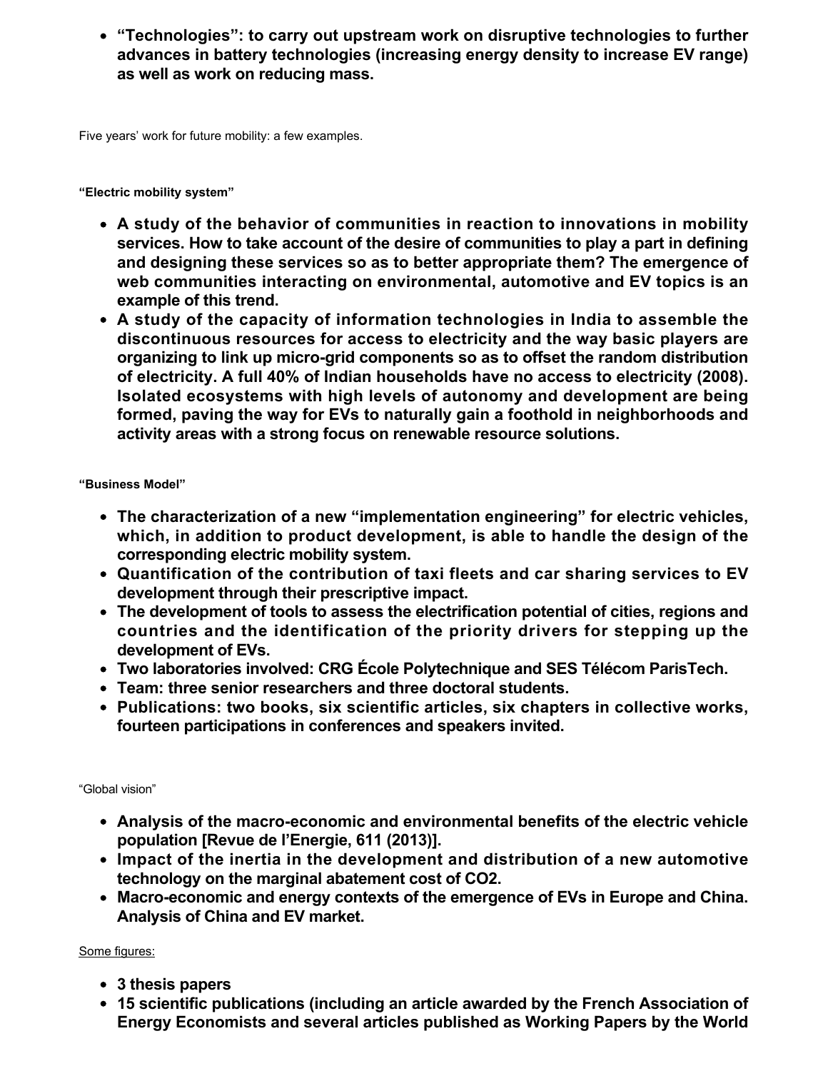- **“Technologies”: to carry out upstream work on disruptive technologies to further advances in battery technologies (increasing energy density to increase EV range) as well as work on reducing mass.**

Five years’ work for future mobility: a few examples.

**“Electric mobility system”**

- **A study of the behavior of communities in reaction to innovations in mobility services. How to take account of the desire of communities to play a part in defining and designing these services so as to better appropriate them? The emergence of web communities interacting on environmental, automotive and EV topics is an example of this trend.**
- **A study of the capacity of information technologies in India to assemble the discontinuous resources for access to electricity and the way basic players are organizing to link up micro-grid components so as to offset the random distribution of electricity. A full 40% of Indian households have no access to electricity (2008). Isolated ecosystems with high levels of autonomy and development are being formed, paving the way for EVs to naturally gain a foothold in neighborhoods and activity areas with a strong focus on renewable resource solutions.**

**“Business Model”**

- **The characterization of a new “implementation engineering” for electric vehicles, which, in addition to product development, is able to handle the design of the corresponding electric mobility system.**
- **Quantification of the contribution of taxi fleets and car sharing services to EV development through their prescriptive impact.**
- **The development of tools to assess the electrification potential of cities, regions and countries and the identification of the priority drivers for stepping up the development of EVs.**
- **Two laboratories involved: CRG École Polytechnique and SES Télécom ParisTech.**
- **Team: three senior researchers and three doctoral students.**
- **Publications: two books, six scientific articles, six chapters in collective works, fourteen participations in conferences and speakers invited.**

“Global vision”

- **Analysis of the macro-economic and environmental benefits of the electric vehicle population [Revue de l’Energie, 611 (2013)].**
- **Impact of the inertia in the development and distribution of a new automotive technology on the marginal abatement cost of CO2.**
- **Macro-economic and energy contexts of the emergence of EVs in Europe and China. Analysis of China and EV market.**

<u>Some figures:</u>

- **3 thesis papers**
- **15 scientific publications (including an article awarded by the French Association of Energy Economists and several articles published as Working Papers by the World**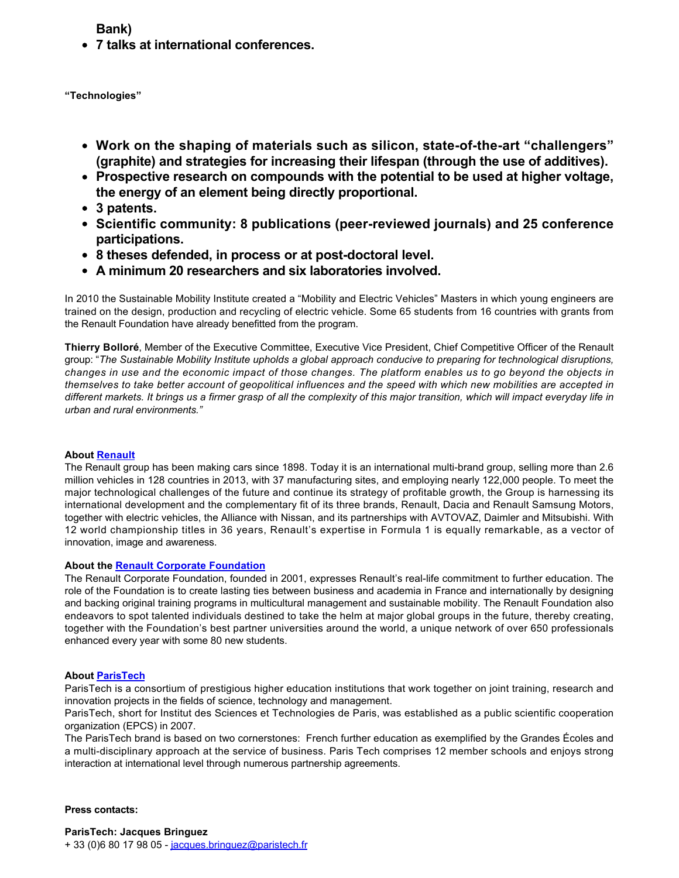**Bank)**

- **7 talks at international conferences.**

**"Technologies"**

- **Work on the shaping of materials such as silicon, state-of-the-art "challengers" (graphite) and strategies for increasing their lifespan (through the use of additives).**
- **Prospective research on compounds with the potential to be used at higher voltage, the energy of an element being directly proportional.**
- **3 patents.**
- **Scientific community: 8 publications (peer-reviewed journals) and 25 conference participations.**
- **8 theses defended, in process or at post-doctoral level.**
- **A minimum 20 researchers and six laboratories involved.**

In 2010 the Sustainable Mobility Institute created a "Mobility and Electric Vehicles" Masters in which young engineers are trained on the design, production and recycling of electric vehicle. Some 65 students from 16 countries with grants from the Renault Foundation have already benefitted from the program.

**Thierry Bolloré**, Member of the Executive Committee, Executive Vice President, Chief Competitive Officer of the Renault group: "*The Sustainable Mobility Institute upholds a global approach conducive to preparing for technological disruptions, changes in use and the economic impact of those changes. The platform enables us to go beyond the objects in themselves to take better account of geopolitical influences and the speed with which new mobilities are accepted in different markets. It brings us a firmer grasp of all the complexity of this major transition, which will impact everyday life in urban and rural environments."*

**About Renault**

The Renault group has been making cars since 1898. Today it is an international multi-brand group, selling more than 2.6 million vehicles in 128 countries in 2013, with 37 manufacturing sites, and employing nearly 122,000 people. To meet the major technological challenges of the future and continue its strategy of profitable growth, the Group is harnessing its international development and the complementary fit of its three brands, Renault, Dacia and Renault Samsung Motors, together with electric vehicles, the Alliance with Nissan, and its partnerships with AVTOVAZ, Daimler and Mitsubishi. With 12 world championship titles in 36 years, Renault's expertise in Formula 1 is equally remarkable, as a vector of innovation, image and awareness.

**About the Renault Corporate Foundation**

The Renault Corporate Foundation, founded in 2001, expresses Renault's real-life commitment to further education. The role of the Foundation is to create lasting ties between business and academia in France and internationally by designing and backing original training programs in multicultural management and sustainable mobility. The Renault Foundation also endeavors to spot talented individuals destined to take the helm at major global groups in the future, thereby creating, together with the Foundation's best partner universities around the world, a unique network of over 650 professionals enhanced every year with some 80 new students.

**About ParisTech**

ParisTech is a consortium of prestigious higher education institutions that work together on joint training, research and innovation projects in the fields of science, technology and management.

ParisTech, short for Institut des Sciences et Technologies de Paris, was established as a public scientific cooperation organization (EPCS) in 2007.

The ParisTech brand is based on two cornerstones: French further education as exemplified by the Grandes Écoles and a multi-disciplinary approach at the service of business. Paris Tech comprises 12 member schools and enjoys strong interaction at international level through numerous partnership agreements.

**Press contacts:**

**ParisTech: Jacques Bringuez**

+ 33 (0)6 80 17 98 05 - jacques.bringuez@paristech.fr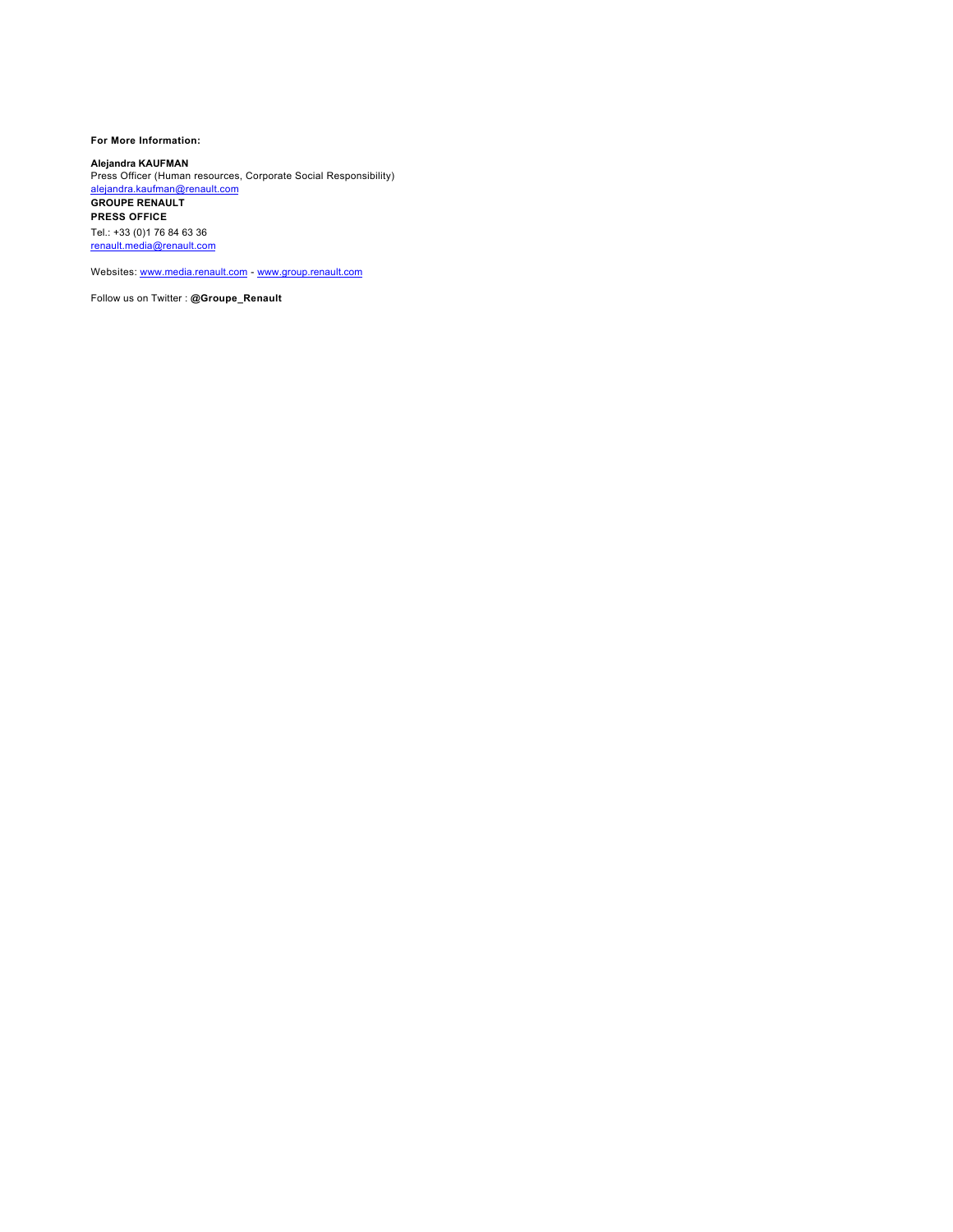**For More Information:**

**Alejandra KAUFMAN**
Press Officer (Human resources, Corporate Social Responsibility)
alejandra.kaufman@renault.com
**GROUPE RENAULT**
**PRESS OFFICE**
Tel.: +33 (0)1 76 84 63 36
renault.media@renault.com

Websites: www.media.renault.com - www.group.renault.com

Follow us on Twitter : **@Groupe_Renault**